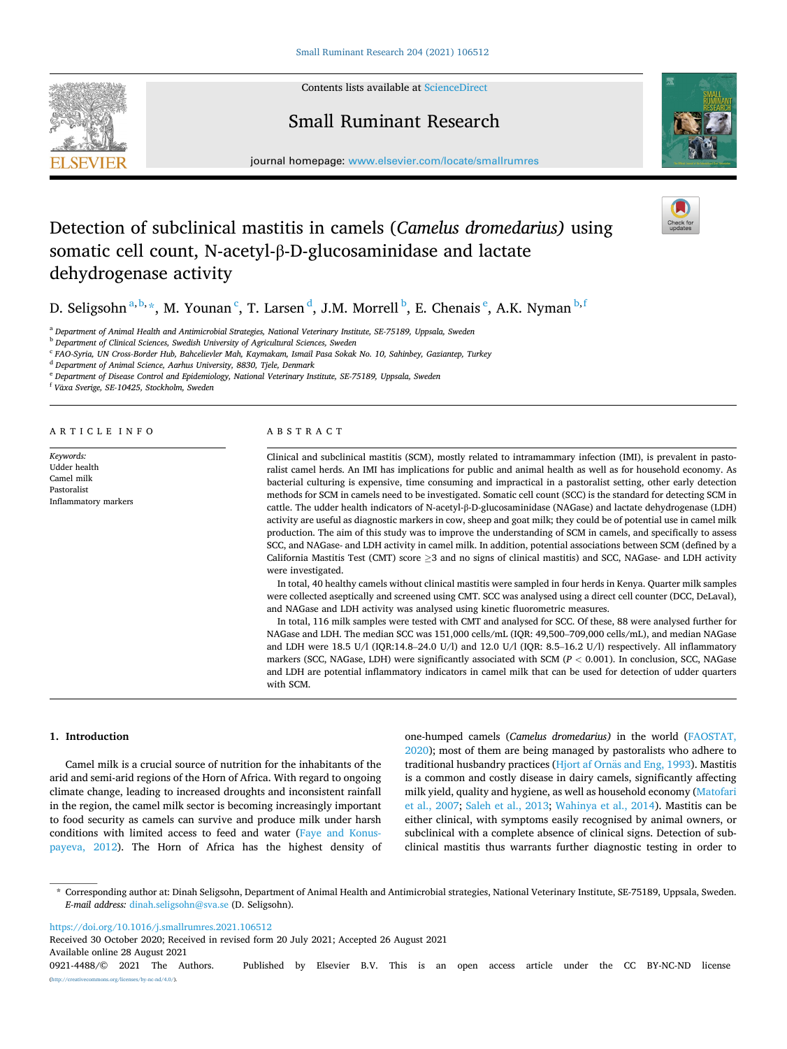# Detection of subclinical mastitis in camels (*Camelus dromedarius)* using somatic cell count, N-acetyl-β-D-glucosaminidase and lactate dehydrogenase activity

D. Seligsohn [a,b,*], M. Younan [c], T. Larsen [d], J.M. Morrell [b], E. Chenais [e], A.K. Nyman [b,f]

[a] Department of Animal Health and Antimicrobial Strategies, National Veterinary Institute, SE-75189, Uppsala, Sweden
[b] Department of Clinical Sciences, Swedish University of Agricultural Sciences, Sweden
[c] FAO-Syria, UN Cross-Border Hub, Bahcelievler Mah, Kaymakam, Ismail Pasa Sokak No. 10, Sahinbey, Gaziantep, Turkey
[d] Department of Animal Science, Aarhus University, 8830, Tjele, Denmark
[e] Department of Disease Control and Epidemiology, National Veterinary Institute, SE-75189, Uppsala, Sweden
[f] Växa Sverige, SE-10425, Stockholm, Sweden

## ARTICLE INFO

*Keywords:*
Udder health
Camel milk
Pastoralist
Inflammatory markers

## ABSTRACT

Clinical and subclinical mastitis (SCM), mostly related to intramammary infection (IMI), is prevalent in pastoralist camel herds. An IMI has implications for public and animal health as well as for household economy. As bacterial culturing is expensive, time consuming and impractical in a pastoralist setting, other early detection methods for SCM in camels need to be investigated. Somatic cell count (SCC) is the standard for detecting SCM in cattle. The udder health indicators of N-acetyl-β-D-glucosaminidase (NAGase) and lactate dehydrogenase (LDH) activity are useful as diagnostic markers in cow, sheep and goat milk; they could be of potential use in camel milk production. The aim of this study was to improve the understanding of SCM in camels, and specifically to assess SCC, and NAGase- and LDH activity in camel milk. In addition, potential associations between SCM (defined by a California Mastitis Test (CMT) score ≥3 and no signs of clinical mastitis) and SCC, NAGase- and LDH activity were investigated.

In total, 40 healthy camels without clinical mastitis were sampled in four herds in Kenya. Quarter milk samples were collected aseptically and screened using CMT. SCC was analysed using a direct cell counter (DCC, DeLaval), and NAGase and LDH activity was analysed using kinetic fluorometric measures.

In total, 116 milk samples were tested with CMT and analysed for SCC. Of these, 88 were analysed further for NAGase and LDH. The median SCC was 151,000 cells/mL (IQR: 49,500–709,000 cells/mL), and median NAGase and LDH were 18.5 U/l (IQR:14.8–24.0 U/l) and 12.0 U/l (IQR: 8.5–16.2 U/l) respectively. All inflammatory markers (SCC, NAGase, LDH) were significantly associated with SCM ($P < 0.001$). In conclusion, SCC, NAGase and LDH are potential inflammatory indicators in camel milk that can be used for detection of udder quarters with SCM.

## 1. Introduction

Camel milk is a crucial source of nutrition for the inhabitants of the arid and semi-arid regions of the Horn of Africa. With regard to ongoing climate change, leading to increased droughts and inconsistent rainfall in the region, the camel milk sector is becoming increasingly important to food security as camels can survive and produce milk under harsh conditions with limited access to feed and water (Faye and Konuspayeva, 2012). The Horn of Africa has the highest density of one-humped camels (*Camelus dromedarius)* in the world (FAOSTAT, 2020); most of them are being managed by pastoralists who adhere to traditional husbandry practices (Hjort af Ornäs and Eng, 1993). Mastitis is a common and costly disease in dairy camels, significantly affecting milk yield, quality and hygiene, as well as household economy (Matofari et al., 2007; Saleh et al., 2013; Wahinya et al., 2014). Mastitis can be either clinical, with symptoms easily recognised by animal owners, or subclinical with a complete absence of clinical signs. Detection of subclinical mastitis thus warrants further diagnostic testing in order to

---

* Corresponding author at: Dinah Seligsohn, Department of Animal Health and Antimicrobial strategies, National Veterinary Institute, SE-75189, Uppsala, Sweden.
*E-mail address:* dinah.seligsohn@sva.se (D. Seligsohn).

https://doi.org/10.1016/j.smallrumres.2021.106512
Received 30 October 2020; Received in revised form 20 July 2021; Accepted 26 August 2021
Available online 28 August 2021
0921-4488/© 2021 The Authors. Published by Elsevier B.V. This is an open access article under the CC BY-NC-ND license (http://creativecommons.org/licenses/by-nc-nd/4.0/).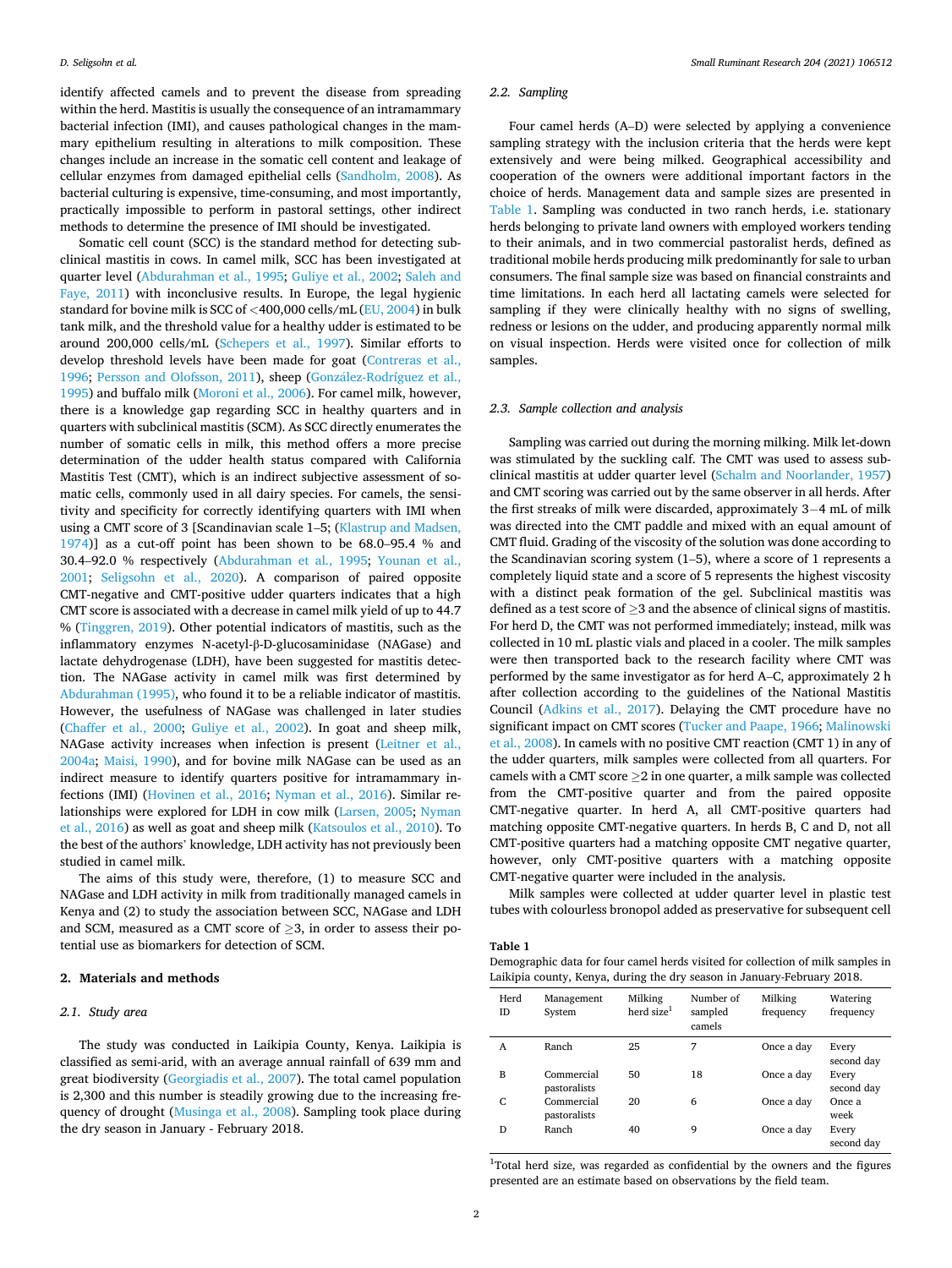identify affected camels and to prevent the disease from spreading within the herd. Mastitis is usually the consequence of an intramammary bacterial infection (IMI), and causes pathological changes in the mammary epithelium resulting in alterations to milk composition. These changes include an increase in the somatic cell content and leakage of cellular enzymes from damaged epithelial cells (Sandholm, 2008). As bacterial culturing is expensive, time-consuming, and most importantly, practically impossible to perform in pastoral settings, other indirect methods to determine the presence of IMI should be investigated.

Somatic cell count (SCC) is the standard method for detecting subclinical mastitis in cows. In camel milk, SCC has been investigated at quarter level (Abdurahman et al., 1995; Guliye et al., 2002; Saleh and Faye, 2011) with inconclusive results. In Europe, the legal hygienic standard for bovine milk is SCC of <400,000 cells/mL (EU, 2004) in bulk tank milk, and the threshold value for a healthy udder is estimated to be around 200,000 cells/mL (Schepers et al., 1997). Similar efforts to develop threshold levels have been made for goat (Contreras et al., 1996; Persson and Olofsson, 2011), sheep (González-Rodríguez et al., 1995) and buffalo milk (Moroni et al., 2006). For camel milk, however, there is a knowledge gap regarding SCC in healthy quarters and in quarters with subclinical mastitis (SCM). As SCC directly enumerates the number of somatic cells in milk, this method offers a more precise determination of the udder health status compared with California Mastitis Test (CMT), which is an indirect subjective assessment of somatic cells, commonly used in all dairy species. For camels, the sensitivity and specificity for correctly identifying quarters with IMI when using a CMT score of 3 [Scandinavian scale 1–5; (Klastrup and Madsen, 1974)] as a cut-off point has been shown to be 68.0–95.4 % and 30.4–92.0 % respectively (Abdurahman et al., 1995; Younan et al., 2001; Seligsohn et al., 2020). A comparison of paired opposite CMT-negative and CMT-positive udder quarters indicates that a high CMT score is associated with a decrease in camel milk yield of up to 44.7 % (Tinggren, 2019). Other potential indicators of mastitis, such as the inflammatory enzymes N-acetyl-β-D-glucosaminidase (NAGase) and lactate dehydrogenase (LDH), have been suggested for mastitis detection. The NAGase activity in camel milk was first determined by Abdurahman (1995), who found it to be a reliable indicator of mastitis. However, the usefulness of NAGase was challenged in later studies (Chaffer et al., 2000; Guliye et al., 2002). In goat and sheep milk, NAGase activity increases when infection is present (Leitner et al., 2004a; Maisi, 1990), and for bovine milk NAGase can be used as an indirect measure to identify quarters positive for intramammary infections (IMI) (Hovinen et al., 2016; Nyman et al., 2016). Similar relationships were explored for LDH in cow milk (Larsen, 2005; Nyman et al., 2016) as well as goat and sheep milk (Katsoulos et al., 2010). To the best of the authors' knowledge, LDH activity has not previously been studied in camel milk.

The aims of this study were, therefore, (1) to measure SCC and NAGase and LDH activity in milk from traditionally managed camels in Kenya and (2) to study the association between SCC, NAGase and LDH and SCM, measured as a CMT score of ≥3, in order to assess their potential use as biomarkers for detection of SCM.

## 2. Materials and methods

### 2.1. Study area

The study was conducted in Laikipia County, Kenya. Laikipia is classified as semi-arid, with an average annual rainfall of 639 mm and great biodiversity (Georgiadis et al., 2007). The total camel population is 2,300 and this number is steadily growing due to the increasing frequency of drought (Musinga et al., 2008). Sampling took place during the dry season in January - February 2018.

### 2.2. Sampling

Four camel herds (A–D) were selected by applying a convenience sampling strategy with the inclusion criteria that the herds were kept extensively and were being milked. Geographical accessibility and cooperation of the owners were additional important factors in the choice of herds. Management data and sample sizes are presented in Table 1. Sampling was conducted in two ranch herds, i.e. stationary herds belonging to private land owners with employed workers tending to their animals, and in two commercial pastoralist herds, defined as traditional mobile herds producing milk predominantly for sale to urban consumers. The final sample size was based on financial constraints and time limitations. In each herd all lactating camels were selected for sampling if they were clinically healthy with no signs of swelling, redness or lesions on the udder, and producing apparently normal milk on visual inspection. Herds were visited once for collection of milk samples.

### 2.3. Sample collection and analysis

Sampling was carried out during the morning milking. Milk let-down was stimulated by the suckling calf. The CMT was used to assess subclinical mastitis at udder quarter level (Schalm and Noorlander, 1957) and CMT scoring was carried out by the same observer in all herds. After the first streaks of milk were discarded, approximately 3−4 mL of milk was directed into the CMT paddle and mixed with an equal amount of CMT fluid. Grading of the viscosity of the solution was done according to the Scandinavian scoring system (1–5), where a score of 1 represents a completely liquid state and a score of 5 represents the highest viscosity with a distinct peak formation of the gel. Subclinical mastitis was defined as a test score of ≥3 and the absence of clinical signs of mastitis. For herd D, the CMT was not performed immediately; instead, milk was collected in 10 mL plastic vials and placed in a cooler. The milk samples were then transported back to the research facility where CMT was performed by the same investigator as for herd A–C, approximately 2 h after collection according to the guidelines of the National Mastitis Council (Adkins et al., 2017). Delaying the CMT procedure have no significant impact on CMT scores (Tucker and Paape, 1966; Malinowski et al., 2008). In camels with no positive CMT reaction (CMT 1) in any of the udder quarters, milk samples were collected from all quarters. For camels with a CMT score ≥2 in one quarter, a milk sample was collected from the CMT-positive quarter and from the paired opposite CMT-negative quarter. In herd A, all CMT-positive quarters had matching opposite CMT-negative quarters. In herds B, C and D, not all CMT-positive quarters had a matching opposite CMT negative quarter, however, only CMT-positive quarters with a matching opposite CMT-negative quarter were included in the analysis.

Milk samples were collected at udder quarter level in plastic test tubes with colourless bronopol added as preservative for subsequent cell

**Table 1**
Demographic data for four camel herds visited for collection of milk samples in Laikipia county, Kenya, during the dry season in January-February 2018.

| Herd ID | Management System | Milking herd size[1] | Number of sampled camels | Milking frequency | Watering frequency |
|---|---|---|---|---|---|
| A | Ranch | 25 | 7 | Once a day | Every second day |
| B | Commercial pastoralists | 50 | 18 | Once a day | Every second day |
| C | Commercial pastoralists | 20 | 6 | Once a day | Once a week |
| D | Ranch | 40 | 9 | Once a day | Every second day |

[1]Total herd size, was regarded as confidential by the owners and the figures presented are an estimate based on observations by the field team.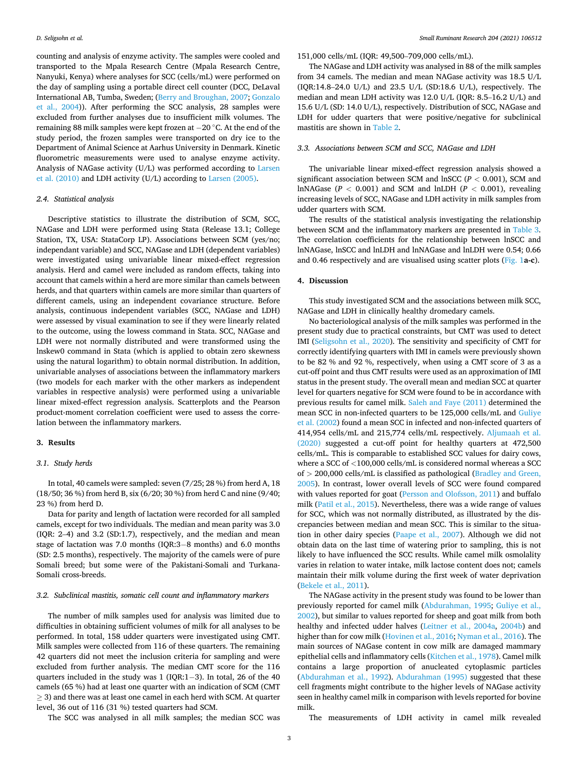counting and analysis of enzyme activity. The samples were cooled and transported to the Mpala Research Centre (Mpala Research Centre, Nanyuki, Kenya) where analyses for SCC (cells/mL) were performed on the day of sampling using a portable direct cell counter (DCC, DeLaval International AB, Tumba, Sweden; (Berry and Broughan, 2007; Gonzalo et al., 2004)). After performing the SCC analysis, 28 samples were excluded from further analyses due to insufficient milk volumes. The remaining 88 milk samples were kept frozen at −20 °C. At the end of the study period, the frozen samples were transported on dry ice to the Department of Animal Science at Aarhus University in Denmark. Kinetic fluorometric measurements were used to analyse enzyme activity. Analysis of NAGase activity (U/L) was performed according to Larsen et al. (2010) and LDH activity (U/L) according to Larsen (2005).

### 2.4. Statistical analysis

Descriptive statistics to illustrate the distribution of SCM, SCC, NAGase and LDH were performed using Stata (Release 13.1; College Station, TX, USA: StataCorp LP). Associations between SCM (yes/no; independant variable) and SCC, NAGase and LDH (dependent variables) were investigated using univariable linear mixed-effect regression analysis. Herd and camel were included as random effects, taking into account that camels within a herd are more similar than camels between herds, and that quarters within camels are more similar than quarters of different camels, using an independent covariance structure. Before analysis, continuous independent variables (SCC, NAGase and LDH) were assessed by visual examination to see if they were linearly related to the outcome, using the lowess command in Stata. SCC, NAGase and LDH were not normally distributed and were transformed using the lnskew0 command in Stata (which is applied to obtain zero skewness using the natural logarithm) to obtain normal distribution. In addition, univariable analyses of associations between the inflammatory markers (two models for each marker with the other markers as independent variables in respective analysis) were performed using a univariable linear mixed-effect regression analysis. Scatterplots and the Pearson product-moment correlation coefficient were used to assess the correlation between the inflammatory markers.

## 3. Results

### 3.1. Study herds

In total, 40 camels were sampled: seven (7/25; 28 %) from herd A, 18 (18/50; 36 %) from herd B, six (6/20; 30 %) from herd C and nine (9/40; 23 %) from herd D.

Data for parity and length of lactation were recorded for all sampled camels, except for two individuals. The median and mean parity was 3.0 (IQR: 2–4) and 3.2 (SD:1.7), respectively, and the median and mean stage of lactation was 7.0 months (IQR:3−8 months) and 6.0 months (SD: 2.5 months), respectively. The majority of the camels were of pure Somali breed; but some were of the Pakistani-Somali and Turkana-Somali cross-breeds.

### 3.2. Subclinical mastitis, somatic cell count and inflammatory markers

The number of milk samples used for analysis was limited due to difficulties in obtaining sufficient volumes of milk for all analyses to be performed. In total, 158 udder quarters were investigated using CMT. Milk samples were collected from 116 of these quarters. The remaining 42 quarters did not meet the inclusion criteria for sampling and were excluded from further analysis. The median CMT score for the 116 quarters included in the study was 1 (IQR:1−3). In total, 26 of the 40 camels (65 %) had at least one quarter with an indication of SCM (CMT ≥ 3) and there was at least one camel in each herd with SCM. At quarter level, 36 out of 116 (31 %) tested quarters had SCM.

The SCC was analysed in all milk samples; the median SCC was 151,000 cells/mL (IQR: 49,500–709,000 cells/mL).

The NAGase and LDH activity was analysed in 88 of the milk samples from 34 camels. The median and mean NAGase activity was 18.5 U/L (IQR:14.8–24.0 U/L) and 23.5 U/L (SD:18.6 U/L), respectively. The median and mean LDH activity was 12.0 U/L (IQR: 8.5–16.2 U/L) and 15.6 U/L (SD: 14.0 U/L), respectively. Distribution of SCC, NAGase and LDH for udder quarters that were positive/negative for subclinical mastitis are shown in Table 2.

### 3.3. Associations between SCM and SCC, NAGase and LDH

The univariable linear mixed-effect regression analysis showed a significant association between SCM and lnSCC ($P < 0.001$), SCM and lnNAGase ($P < 0.001$) and SCM and lnLDH ($P < 0.001$), revealing increasing levels of SCC, NAGase and LDH activity in milk samples from udder quarters with SCM.

The results of the statistical analysis investigating the relationship between SCM and the inflammatory markers are presented in Table 3. The correlation coefficients for the relationship between lnSCC and lnNAGase, lnSCC and lnLDH and lnNAGase and lnLDH were 0.54; 0.66 and 0.46 respectively and are visualised using scatter plots (Fig. 1**a-c**).

## 4. Discussion

This study investigated SCM and the associations between milk SCC, NAGase and LDH in clinically healthy dromedary camels.

No bacteriological analysis of the milk samples was performed in the present study due to practical constraints, but CMT was used to detect IMI (Seligsohn et al., 2020). The sensitivity and specificity of CMT for correctly identifying quarters with IMI in camels were previously shown to be 82 % and 92 %, respectively, when using a CMT score of 3 as a cut-off point and thus CMT results were used as an approximation of IMI status in the present study. The overall mean and median SCC at quarter level for quarters negative for SCM were found to be in accordance with previous results for camel milk. Saleh and Faye (2011) determined the mean SCC in non-infected quarters to be 125,000 cells/mL and Guliye et al. (2002) found a mean SCC in infected and non-infected quarters of 414,954 cells/mL and 215,774 cells/mL respectively. Aljumaah et al. (2020) suggested a cut-off point for healthy quarters at 472,500 cells/mL. This is comparable to established SCC values for dairy cows, where a SCC of <100,000 cells/mL is considered normal whereas a SCC of > 200,000 cells/mL is classified as pathological (Bradley and Green, 2005). In contrast, lower overall levels of SCC were found compared with values reported for goat (Persson and Olofsson, 2011) and buffalo milk (Patil et al., 2015). Nevertheless, there was a wide range of values for SCC, which was not normally distributed, as illustrated by the discrepancies between median and mean SCC. This is similar to the situation in other dairy species (Paape et al., 2007). Although we did not obtain data on the last time of watering prior to sampling, this is not likely to have influenced the SCC results. While camel milk osmolality varies in relation to water intake, milk lactose content does not; camels maintain their milk volume during the first week of water deprivation (Bekele et al., 2011).

The NAGase activity in the present study was found to be lower than previously reported for camel milk (Abdurahman, 1995; Guliye et al., 2002), but similar to values reported for sheep and goat milk from both healthy and infected udder halves (Leitner et al., 2004a, 2004b) and higher than for cow milk (Hovinen et al., 2016; Nyman et al., 2016). The main sources of NAGase content in cow milk are damaged mammary epithelial cells and inflammatory cells (Kitchen et al., 1978). Camel milk contains a large proportion of anucleated cytoplasmic particles (Abdurahman et al., 1992). Abdurahman (1995) suggested that these cell fragments might contribute to the higher levels of NAGase activity seen in healthy camel milk in comparison with levels reported for bovine milk.

The measurements of LDH activity in camel milk revealed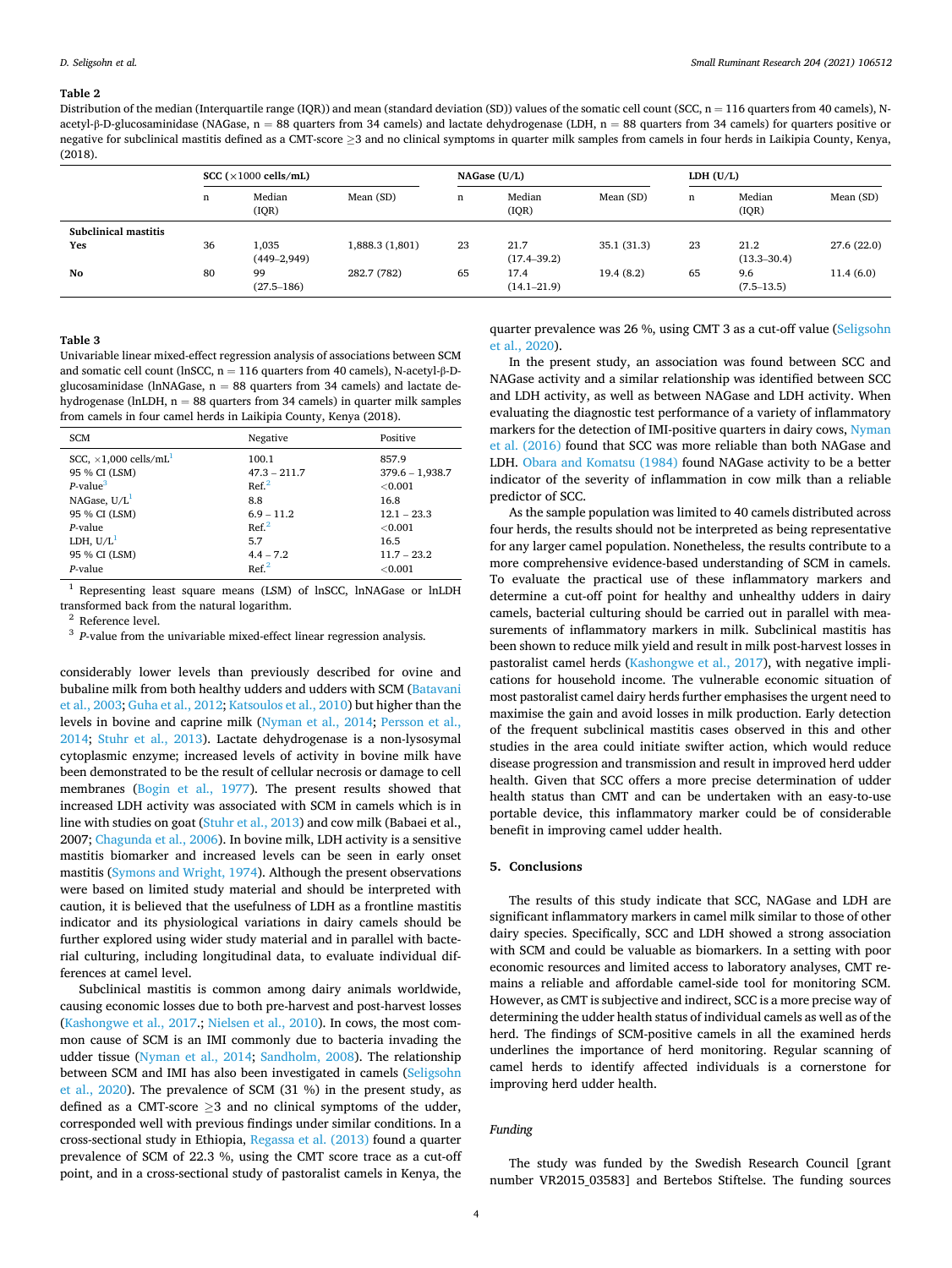**Table 2**

Distribution of the median (Interquartile range (IQR)) and mean (standard deviation (SD)) values of the somatic cell count (SCC, n = 116 quarters from 40 camels), N-acetyl-β-D-glucosaminidase (NAGase, n = 88 quarters from 34 camels) and lactate dehydrogenase (LDH, n = 88 quarters from 34 camels) for quarters positive or negative for subclinical mastitis defined as a CMT-score ≥3 and no clinical symptoms in quarter milk samples from camels in four herds in Laikipia County, Kenya, (2018).

| | SCC (×1000 cells/mL) | | | NAGase (U/L) | | | LDH (U/L) | | |
|---|---|---|---|---|---|---|---|---|---|
| | n | Median (IQR) | Mean (SD) | n | Median (IQR) | Mean (SD) | n | Median (IQR) | Mean (SD) |
| **Subclinical mastitis** | | | | | | | | | |
| **Yes** | 36 | 1,035 (449–2,949) | 1,888.3 (1,801) | 23 | 21.7 (17.4–39.2) | 35.1 (31.3) | 23 | 21.2 (13.3–30.4) | 27.6 (22.0) |
| **No** | 80 | 99 (27.5–186) | 282.7 (782) | 65 | 17.4 (14.1–21.9) | 19.4 (8.2) | 65 | 9.6 (7.5–13.5) | 11.4 (6.0) |

**Table 3**

Univariable linear mixed-effect regression analysis of associations between SCM and somatic cell count (lnSCC, n = 116 quarters from 40 camels), N-acetyl-β-D-glucosaminidase (lnNAGase, n = 88 quarters from 34 camels) and lactate dehydrogenase (lnLDH, n = 88 quarters from 34 camels) in quarter milk samples from camels in four camel herds in Laikipia County, Kenya (2018).

| SCM | Negative | Positive |
|---|---|---|
| SCC, ×1,000 cells/mL[1] | 100.1 | 857.9 |
| 95 % CI (LSM) | 47.3 – 211.7 | 379.6 – 1,938.7 |
| *P*-value[3] | Ref.[2] | <0.001 |
| NAGase, U/L[1] | 8.8 | 16.8 |
| 95 % CI (LSM) | 6.9 – 11.2 | 12.1 – 23.3 |
| *P*-value | Ref.[2] | <0.001 |
| LDH, U/L[1] | 5.7 | 16.5 |
| 95 % CI (LSM) | 4.4 – 7.2 | 11.7 – 23.2 |
| *P*-value | Ref.[2] | <0.001 |

[1] Representing least square means (LSM) of lnSCC, lnNAGase or lnLDH transformed back from the natural logarithm.

[2] Reference level.

[3] *P*-value from the univariable mixed-effect linear regression analysis.

considerably lower levels than previously described for ovine and bubaline milk from both healthy udders and udders with SCM (Batavani et al., 2003; Guha et al., 2012; Katsoulos et al., 2010) but higher than the levels in bovine and caprine milk (Nyman et al., 2014; Persson et al., 2014; Stuhr et al., 2013). Lactate dehydrogenase is a non-lysosymal cytoplasmic enzyme; increased levels of activity in bovine milk have been demonstrated to be the result of cellular necrosis or damage to cell membranes (Bogin et al., 1977). The present results showed that increased LDH activity was associated with SCM in camels which is in line with studies on goat (Stuhr et al., 2013) and cow milk (Babaei et al., 2007; Chagunda et al., 2006). In bovine milk, LDH activity is a sensitive mastitis biomarker and increased levels can be seen in early onset mastitis (Symons and Wright, 1974). Although the present observations were based on limited study material and should be interpreted with caution, it is believed that the usefulness of LDH as a frontline mastitis indicator and its physiological variations in dairy camels should be further explored using wider study material and in parallel with bacterial culturing, including longitudinal data, to evaluate individual differences at camel level.

Subclinical mastitis is common among dairy animals worldwide, causing economic losses due to both pre-harvest and post-harvest losses (Kashongwe et al., 2017.; Nielsen et al., 2010). In cows, the most common cause of SCM is an IMI commonly due to bacteria invading the udder tissue (Nyman et al., 2014; Sandholm, 2008). The relationship between SCM and IMI has also been investigated in camels (Seligsohn et al., 2020). The prevalence of SCM (31 %) in the present study, as defined as a CMT-score ≥3 and no clinical symptoms of the udder, corresponded well with previous findings under similar conditions. In a cross-sectional study in Ethiopia, Regassa et al. (2013) found a quarter prevalence of SCM of 22.3 %, using the CMT score trace as a cut-off point, and in a cross-sectional study of pastoralist camels in Kenya, the quarter prevalence was 26 %, using CMT 3 as a cut-off value (Seligsohn et al., 2020).

In the present study, an association was found between SCC and NAGase activity and a similar relationship was identified between SCC and LDH activity, as well as between NAGase and LDH activity. When evaluating the diagnostic test performance of a variety of inflammatory markers for the detection of IMI-positive quarters in dairy cows, Nyman et al. (2016) found that SCC was more reliable than both NAGase and LDH. Obara and Komatsu (1984) found NAGase activity to be a better indicator of the severity of inflammation in cow milk than a reliable predictor of SCC.

As the sample population was limited to 40 camels distributed across four herds, the results should not be interpreted as being representative for any larger camel population. Nonetheless, the results contribute to a more comprehensive evidence-based understanding of SCM in camels. To evaluate the practical use of these inflammatory markers and determine a cut-off point for healthy and unhealthy udders in dairy camels, bacterial culturing should be carried out in parallel with measurements of inflammatory markers in milk. Subclinical mastitis has been shown to reduce milk yield and result in milk post-harvest losses in pastoralist camel herds (Kashongwe et al., 2017), with negative implications for household income. The vulnerable economic situation of most pastoralist camel dairy herds further emphasises the urgent need to maximise the gain and avoid losses in milk production. Early detection of the frequent subclinical mastitis cases observed in this and other studies in the area could initiate swifter action, which would reduce disease progression and transmission and result in improved herd udder health. Given that SCC offers a more precise determination of udder health status than CMT and can be undertaken with an easy-to-use portable device, this inflammatory marker could be of considerable benefit in improving camel udder health.

## 5. Conclusions

The results of this study indicate that SCC, NAGase and LDH are significant inflammatory markers in camel milk similar to those of other dairy species. Specifically, SCC and LDH showed a strong association with SCM and could be valuable as biomarkers. In a setting with poor economic resources and limited access to laboratory analyses, CMT remains a reliable and affordable camel-side tool for monitoring SCM. However, as CMT is subjective and indirect, SCC is a more precise way of determining the udder health status of individual camels as well as of the herd. The findings of SCM-positive camels in all the examined herds underlines the importance of herd monitoring. Regular scanning of camel herds to identify affected individuals is a cornerstone for improving herd udder health.

### *Funding*

The study was funded by the Swedish Research Council [grant number VR2015_03583] and Bertebos Stiftelse. The funding sources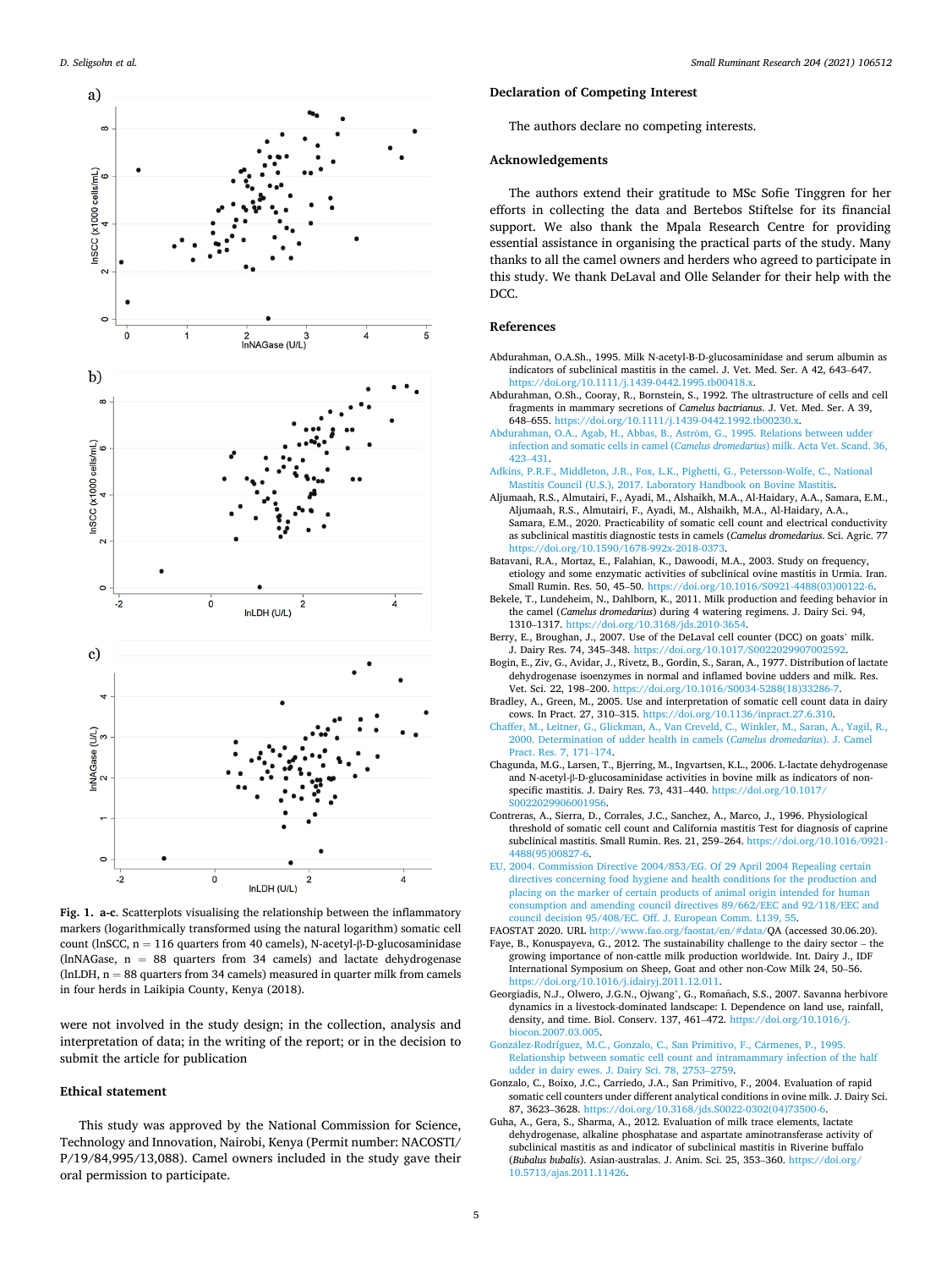**Fig. 1. a-c**. Scatterplots visualising the relationship between the inflammatory markers (logarithmically transformed using the natural logarithm) somatic cell count (lnSCC, n = 116 quarters from 40 camels), N-acetyl-β-D-glucosaminidase (lnNAGase, n = 88 quarters from 34 camels) and lactate dehydrogenase (lnLDH, n = 88 quarters from 34 camels) measured in quarter milk from camels in four herds in Laikipia County, Kenya (2018).

were not involved in the study design; in the collection, analysis and interpretation of data; in the writing of the report; or in the decision to submit the article for publication

## Ethical statement

This study was approved by the National Commission for Science, Technology and Innovation, Nairobi, Kenya (Permit number: NACOSTI/P/19/84,995/13,088). Camel owners included in the study gave their oral permission to participate.

## Declaration of Competing Interest

The authors declare no competing interests.

## Acknowledgements

The authors extend their gratitude to MSc Sofie Tinggren for her efforts in collecting the data and Bertebos Stiftelse for its financial support. We also thank the Mpala Research Centre for providing essential assistance in organising the practical parts of the study. Many thanks to all the camel owners and herders who agreed to participate in this study. We thank DeLaval and Olle Selander for their help with the DCC.

## References

Abdurahman, O.A.Sh., 1995. Milk N-acetyl-B-D-glucosaminidase and serum albumin as indicators of subclinical mastitis in the camel. J. Vet. Med. Ser. A 42, 643–647. https://doi.org/10.1111/j.1439-0442.1995.tb00418.x.

Abdurahman, O.Sh., Cooray, R., Bornstein, S., 1992. The ultrastructure of cells and cell fragments in mammary secretions of *Camelus bactrianus*. J. Vet. Med. Ser. A 39, 648–655. https://doi.org/10.1111/j.1439-0442.1992.tb00230.x.

Abdurahman, O.A., Agab, H., Abbas, B., Aström, G., 1995. Relations between udder infection and somatic cells in camel (*Camelus dromedarius*) milk. Acta Vet. Scand. 36, 423–431.

Adkins, P.R.F., Middleton, J.R., Fox, L.K., Pighetti, G., Petersson-Wolfe, C., National Mastitis Council (U.S.), 2017. Laboratory Handbook on Bovine Mastitis.

Aljumaah, R.S., Almutairi, F., Ayadi, M., Alshaikh, M.A., Al-Haidary, A.A., Samara, E.M., Aljumaah, R.S., Almutairi, F., Ayadi, M., Alshaikh, M.A., Al-Haidary, A.A., Samara, E.M., 2020. Practicability of somatic cell count and electrical conductivity as subclinical mastitis diagnostic tests in camels (*Camelus dromedarius*. Sci. Agric. 77 https://doi.org/10.1590/1678-992x-2018-0373.

Batavani, R.A., Mortaz, E., Falahian, K., Dawoodi, M.A., 2003. Study on frequency, etiology and some enzymatic activities of subclinical ovine mastitis in Urmia. Iran. Small Rumin. Res. 50, 45–50. https://doi.org/10.1016/S0921-4488(03)00122-6.

Bekele, T., Lundeheim, N., Dahlborn, K., 2011. Milk production and feeding behavior in the camel (*Camelus dromedarius*) during 4 watering regimens. J. Dairy Sci. 94, 1310–1317. https://doi.org/10.3168/jds.2010-3654.

Berry, E., Broughan, J., 2007. Use of the DeLaval cell counter (DCC) on goats' milk. J. Dairy Res. 74, 345–348. https://doi.org/10.1017/S0022029907002592.

Bogin, E., Ziv, G., Avidar, J., Rivetz, B., Gordin, S., Saran, A., 1977. Distribution of lactate dehydrogenase isoenzymes in normal and inflamed bovine udders and milk. Res. Vet. Sci. 22, 198–200. https://doi.org/10.1016/S0034-5288(18)33286-7.

Bradley, A., Green, M., 2005. Use and interpretation of somatic cell count data in dairy cows. In Pract. 27, 310–315. https://doi.org/10.1136/inpract.27.6.310.

Chaffer, M., Leitner, G., Glickman, A., Van Creveld, C., Winkler, M., Saran, A., Yagil, R., 2000. Determination of udder health in camels (*Camelus dromedarius*). J. Camel Pract. Res. 7, 171–174.

Chagunda, M.G., Larsen, T., Bjerring, M., Ingvartsen, K.L., 2006. L-lactate dehydrogenase and N-acetyl-β-D-glucosaminidase activities in bovine milk as indicators of non-specific mastitis. J. Dairy Res. 73, 431–440. https://doi.org/10.1017/S0022029906001956.

Contreras, A., Sierra, D., Corrales, J.C., Sanchez, A., Marco, J., 1996. Physiological threshold of somatic cell count and California mastitis Test for diagnosis of caprine subclinical mastitis. Small Rumin. Res. 21, 259–264. https://doi.org/10.1016/0921-4488(95)00827-6.

EU, 2004. Commission Directive 2004/853/EG. Of 29 April 2004 Repealing certain directives concerning food hygiene and health conditions for the production and placing on the marker of certain products of animal origin intended for human consumption and amending council directives 89/662/EEC and 92/118/EEC and council decision 95/408/EC. Off. J. European Comm. L139, 55.

FAOSTAT 2020. URL http://www.fao.org/faostat/en/#data/QA (accessed 30.06.20).

Faye, B., Konuspayeva, G., 2012. The sustainability challenge to the dairy sector – the growing importance of non-cattle milk production worldwide. Int. Dairy J., IDF International Symposium on Sheep, Goat and other non-Cow Milk 24, 50–56. https://doi.org/10.1016/j.idairyj.2011.12.011.

Georgiadis, N.J., Olwero, J.G.N., Ojwang', G., Romañach, S.S., 2007. Savanna herbivore dynamics in a livestock-dominated landscape: I. Dependence on land use, rainfall, density, and time. Biol. Conserv. 137, 461–472. https://doi.org/10.1016/j.biocon.2007.03.005.

González-Rodríguez, M.C., Gonzalo, C., San Primitivo, F., Cármenes, P., 1995. Relationship between somatic cell count and intramammary infection of the half udder in dairy ewes. J. Dairy Sci. 78, 2753–2759.

Gonzalo, C., Boixo, J.C., Carriedo, J.A., San Primitivo, F., 2004. Evaluation of rapid somatic cell counters under different analytical conditions in ovine milk. J. Dairy Sci. 87, 3623–3628. https://doi.org/10.3168/jds.S0022-0302(04)73500-6.

Guha, A., Gera, S., Sharma, A., 2012. Evaluation of milk trace elements, lactate dehydrogenase, alkaline phosphatase and aspartate aminotransferase activity of subclinical mastitis as and indicator of subclinical mastitis in Riverine buffalo (*Bubalus bubalis*). Asian-australas. J. Anim. Sci. 25, 353–360. https://doi.org/10.5713/ajas.2011.11426.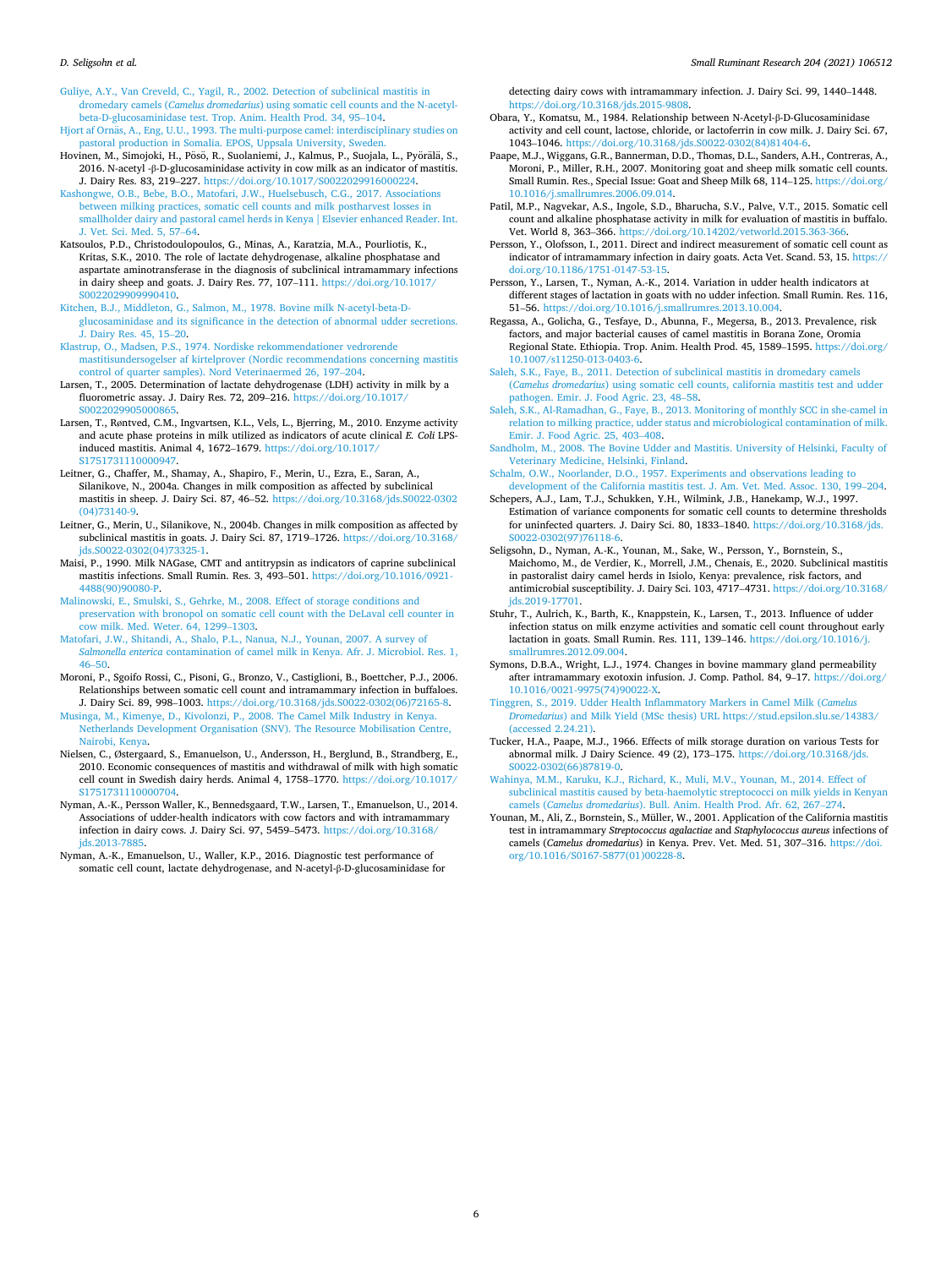Guliye, A.Y., Van Creveld, C., Yagil, R., 2002. Detection of subclinical mastitis in dromedary camels (*Camelus dromedarius*) using somatic cell counts and the N-acetyl-beta-D-glucosaminidase test. Trop. Anim. Health Prod. 34, 95–104.

Hjort af Ornäs, A., Eng, U.U., 1993. The multi-purpose camel: interdisciplinary studies on pastoral production in Somalia. EPOS, Uppsala University, Sweden.

Hovinen, M., Simojoki, H., Pösö, R., Suolaniemi, J., Kalmus, P., Suojala, L., Pyörälä, S., 2016. N-acetyl -β-D-glucosaminidase activity in cow milk as an indicator of mastitis. J. Dairy Res. 83, 219–227. https://doi.org/10.1017/S0022029916000224.

Kashongwe, O.B., Bebe, B.O., Matofari, J.W., Huelsebusch, C.G., 2017. Associations between milking practices, somatic cell counts and milk postharvest losses in smallholder dairy and pastoral camel herds in Kenya | Elsevier enhanced Reader. Int. J. Vet. Sci. Med. 5, 57–64.

Katsoulos, P.D., Christodoulopoulos, G., Minas, A., Karatzia, M.A., Pourliotis, K., Kritas, S.K., 2010. The role of lactate dehydrogenase, alkaline phosphatase and aspartate aminotransferase in the diagnosis of subclinical intramammary infections in dairy sheep and goats. J. Dairy Res. 77, 107–111. https://doi.org/10.1017/S0022029909990410.

Kitchen, B.J., Middleton, G., Salmon, M., 1978. Bovine milk N-acetyl-beta-D-glucosaminidase and its significance in the detection of abnormal udder secretions. J. Dairy Res. 45, 15–20.

Klastrup, O., Madsen, P.S., 1974. Nordiske rekommendationer vedrorende mastitisundersogelser af kirtelprover (Nordic recommendations concerning mastitis control of quarter samples). Nord Veterinaermed 26, 197–204.

Larsen, T., 2005. Determination of lactate dehydrogenase (LDH) activity in milk by a fluorometric assay. J. Dairy Res. 72, 209–216. https://doi.org/10.1017/S0022029905000865.

Larsen, T., Røntved, C.M., Ingvartsen, K.L., Vels, L., Bjerring, M., 2010. Enzyme activity and acute phase proteins in milk utilized as indicators of acute clinical *E. Coli* LPS-induced mastitis. Animal 4, 1672–1679. https://doi.org/10.1017/S1751731110000947.

Leitner, G., Chaffer, M., Shamay, A., Shapiro, F., Merin, U., Ezra, E., Saran, A., Silanikove, N., 2004a. Changes in milk composition as affected by subclinical mastitis in sheep. J. Dairy Sci. 87, 46–52. https://doi.org/10.3168/jds.S0022-0302(04)73140-9.

Leitner, G., Merin, U., Silanikove, N., 2004b. Changes in milk composition as affected by subclinical mastitis in goats. J. Dairy Sci. 87, 1719–1726. https://doi.org/10.3168/jds.S0022-0302(04)73325-1.

Maisi, P., 1990. Milk NAGase, CMT and antitrypsin as indicators of caprine subclinical mastitis infections. Small Rumin. Res. 3, 493–501. https://doi.org/10.1016/0921-4488(90)90080-P.

Malinowski, E., Smulski, S., Gehrke, M., 2008. Effect of storage conditions and preservation with bronopol on somatic cell count with the DeLaval cell counter in cow milk. Med. Weter. 64, 1299–1303.

Matofari, J.W., Shitandi, A., Shalo, P.L., Nanua, N.J., Younan, 2007. A survey of *Salmonella enterica* contamination of camel milk in Kenya. Afr. J. Microbiol. Res. 1, 46–50.

Moroni, P., Sgoifo Rossi, C., Pisoni, G., Bronzo, V., Castiglioni, B., Boettcher, P.J., 2006. Relationships between somatic cell count and intramammary infection in buffaloes. J. Dairy Sci. 89, 998–1003. https://doi.org/10.3168/jds.S0022-0302(06)72165-8.

Musinga, M., Kimenye, D., Kivolonzi, P., 2008. The Camel Milk Industry in Kenya. Netherlands Development Organisation (SNV). The Resource Mobilisation Centre, Nairobi, Kenya.

Nielsen, C., Østergaard, S., Emanuelson, U., Andersson, H., Berglund, B., Strandberg, E., 2010. Economic consequences of mastitis and withdrawal of milk with high somatic cell count in Swedish dairy herds. Animal 4, 1758–1770. https://doi.org/10.1017/S1751731110000704.

Nyman, A.-K., Persson Waller, K., Bennedsgaard, T.W., Larsen, T., Emanuelson, U., 2014. Associations of udder-health indicators with cow factors and with intramammary infection in dairy cows. J. Dairy Sci. 97, 5459–5473. https://doi.org/10.3168/jds.2013-7885.

Nyman, A.-K., Emanuelson, U., Waller, K.P., 2016. Diagnostic test performance of somatic cell count, lactate dehydrogenase, and N-acetyl-β-D-glucosaminidase for detecting dairy cows with intramammary infection. J. Dairy Sci. 99, 1440–1448. https://doi.org/10.3168/jds.2015-9808.

Obara, Y., Komatsu, M., 1984. Relationship between N-Acetyl-β-D-Glucosaminidase activity and cell count, lactose, chloride, or lactoferrin in cow milk. J. Dairy Sci. 67, 1043–1046. https://doi.org/10.3168/jds.S0022-0302(84)81404-6.

Paape, M.J., Wiggans, G.R., Bannerman, D.D., Thomas, D.L., Sanders, A.H., Contreras, A., Moroni, P., Miller, R.H., 2007. Monitoring goat and sheep milk somatic cell counts. Small Rumin. Res., Special Issue: Goat and Sheep Milk 68, 114–125. https://doi.org/10.1016/j.smallrumres.2006.09.014.

Patil, M.P., Nagvekar, A.S., Ingole, S.D., Bharucha, S.V., Palve, V.T., 2015. Somatic cell count and alkaline phosphatase activity in milk for evaluation of mastitis in buffalo. Vet. World 8, 363–366. https://doi.org/10.14202/vetworld.2015.363-366.

Persson, Y., Olofsson, I., 2011. Direct and indirect measurement of somatic cell count as indicator of intramammary infection in dairy goats. Acta Vet. Scand. 53, 15. https://doi.org/10.1186/1751-0147-53-15.

Persson, Y., Larsen, T., Nyman, A.-K., 2014. Variation in udder health indicators at different stages of lactation in goats with no udder infection. Small Rumin. Res. 116, 51–56. https://doi.org/10.1016/j.smallrumres.2013.10.004.

Regassa, A., Golicha, G., Tesfaye, D., Abunna, F., Megersa, B., 2013. Prevalence, risk factors, and major bacterial causes of camel mastitis in Borana Zone, Oromia Regional State. Ethiopia. Trop. Anim. Health Prod. 45, 1589–1595. https://doi.org/10.1007/s11250-013-0403-6.

Saleh, S.K., Faye, B., 2011. Detection of subclinical mastitis in dromedary camels (*Camelus dromedarius*) using somatic cell counts, california mastitis test and udder pathogen. Emir. J. Food Agric. 23, 48–58.

Saleh, S.K., Al-Ramadhan, G., Faye, B., 2013. Monitoring of monthly SCC in she-camel in relation to milking practice, udder status and microbiological contamination of milk. Emir. J. Food Agric. 25, 403–408.

Sandholm, M., 2008. The Bovine Udder and Mastitis. University of Helsinki, Faculty of Veterinary Medicine, Helsinki, Finland.

Schalm, O.W., Noorlander, D.O., 1957. Experiments and observations leading to development of the California mastitis test. J. Am. Vet. Med. Assoc. 130, 199–204.

Schepers, A.J., Lam, T.J., Schukken, Y.H., Wilmink, J.B., Hanekamp, W.J., 1997. Estimation of variance components for somatic cell counts to determine thresholds for uninfected quarters. J. Dairy Sci. 80, 1833–1840. https://doi.org/10.3168/jds.S0022-0302(97)76118-6.

Seligsohn, D., Nyman, A.-K., Younan, M., Sake, W., Persson, Y., Bornstein, S., Maichomo, M., de Verdier, K., Morrell, J.M., Chenais, E., 2020. Subclinical mastitis in pastoralist dairy camel herds in Isiolo, Kenya: prevalence, risk factors, and antimicrobial susceptibility. J. Dairy Sci. 103, 4717–4731. https://doi.org/10.3168/jds.2019-17701.

Stuhr, T., Aulrich, K., Barth, K., Knappstein, K., Larsen, T., 2013. Influence of udder infection status on milk enzyme activities and somatic cell count throughout early lactation in goats. Small Rumin. Res. 111, 139–146. https://doi.org/10.1016/j.smallrumres.2012.09.004.

Symons, D.B.A., Wright, L.J., 1974. Changes in bovine mammary gland permeability after intramammary exotoxin infusion. J. Comp. Pathol. 84, 9–17. https://doi.org/10.1016/0021-9975(74)90022-X.

Tinggren, S., 2019. Udder Health Inflammatory Markers in Camel Milk (*Camelus Dromedarius*) and Milk Yield (MSc thesis) URL https://stud.epsilon.slu.se/14383/ (accessed 2.24.21).

Tucker, H.A., Paape, M.J., 1966. Effects of milk storage duration on various Tests for abnormal milk. J Dairy Science. 49 (2), 173–175. https://doi.org/10.3168/jds.S0022-0302(66)87819-0.

Wahinya, M.M., Karuku, K.J., Richard, K., Muli, M.V., Younan, M., 2014. Effect of subclinical mastitis caused by beta-haemolytic streptococci on milk yields in Kenyan camels (*Camelus dromedarius*). Bull. Anim. Health Prod. Afr. 62, 267–274.

Younan, M., Ali, Z., Bornstein, S., Müller, W., 2001. Application of the California mastitis test in intramammary *Streptococcus agalactiae* and *Staphylococcus aureus* infections of camels (*Camelus dromedarius*) in Kenya. Prev. Vet. Med. 51, 307–316. https://doi.org/10.1016/S0167-5877(01)00228-8.